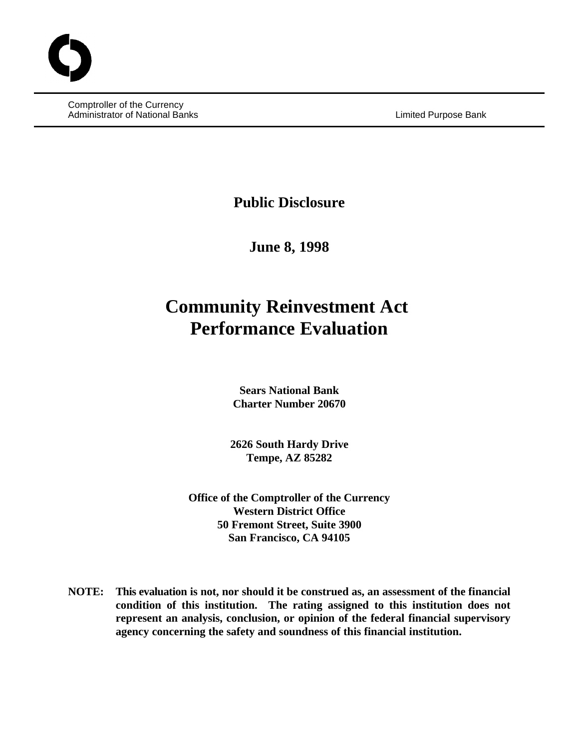Comptroller of the Currency
Administrator of National Banks

Limited Purpose Bank

**Public Disclosure**

**June 8, 1998**

# Community Reinvestment Act Performance Evaluation

**Sears National Bank**
**Charter Number 20670**

**2626 South Hardy Drive**
**Tempe, AZ 85282**

**Office of the Comptroller of the Currency**
**Western District Office**
**50 Fremont Street, Suite 3900**
**San Francisco, CA 94105**

**NOTE: This evaluation is not, nor should it be construed as, an assessment of the financial condition of this institution. The rating assigned to this institution does not represent an analysis, conclusion, or opinion of the federal financial supervisory agency concerning the safety and soundness of this financial institution.**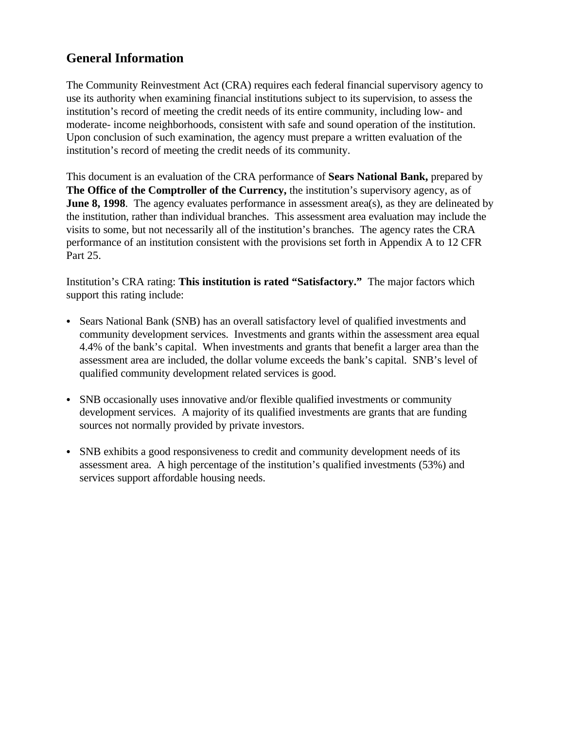## General Information

The Community Reinvestment Act (CRA) requires each federal financial supervisory agency to use its authority when examining financial institutions subject to its supervision, to assess the institution's record of meeting the credit needs of its entire community, including low- and moderate- income neighborhoods, consistent with safe and sound operation of the institution. Upon conclusion of such examination, the agency must prepare a written evaluation of the institution's record of meeting the credit needs of its community.

This document is an evaluation of the CRA performance of **Sears National Bank,** prepared by **The Office of the Comptroller of the Currency,** the institution's supervisory agency, as of **June 8, 1998**. The agency evaluates performance in assessment area(s), as they are delineated by the institution, rather than individual branches. This assessment area evaluation may include the visits to some, but not necessarily all of the institution's branches. The agency rates the CRA performance of an institution consistent with the provisions set forth in Appendix A to 12 CFR Part 25.

Institution's CRA rating: **This institution is rated "Satisfactory."** The major factors which support this rating include:

- Sears National Bank (SNB) has an overall satisfactory level of qualified investments and community development services. Investments and grants within the assessment area equal 4.4% of the bank's capital. When investments and grants that benefit a larger area than the assessment area are included, the dollar volume exceeds the bank's capital. SNB's level of qualified community development related services is good.

- SNB occasionally uses innovative and/or flexible qualified investments or community development services. A majority of its qualified investments are grants that are funding sources not normally provided by private investors.

- SNB exhibits a good responsiveness to credit and community development needs of its assessment area. A high percentage of the institution's qualified investments (53%) and services support affordable housing needs.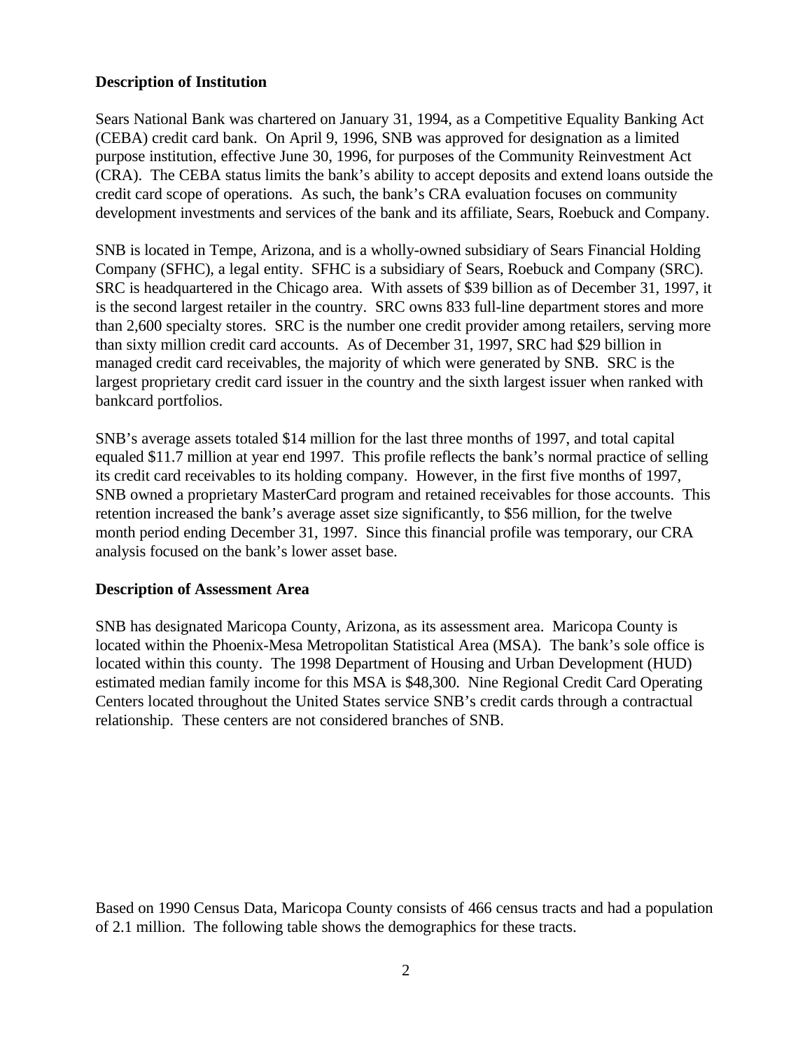**Description of Institution**

Sears National Bank was chartered on January 31, 1994, as a Competitive Equality Banking Act (CEBA) credit card bank. On April 9, 1996, SNB was approved for designation as a limited purpose institution, effective June 30, 1996, for purposes of the Community Reinvestment Act (CRA). The CEBA status limits the bank's ability to accept deposits and extend loans outside the credit card scope of operations. As such, the bank's CRA evaluation focuses on community development investments and services of the bank and its affiliate, Sears, Roebuck and Company.

SNB is located in Tempe, Arizona, and is a wholly-owned subsidiary of Sears Financial Holding Company (SFHC), a legal entity. SFHC is a subsidiary of Sears, Roebuck and Company (SRC). SRC is headquartered in the Chicago area. With assets of $39 billion as of December 31, 1997, it is the second largest retailer in the country. SRC owns 833 full-line department stores and more than 2,600 specialty stores. SRC is the number one credit provider among retailers, serving more than sixty million credit card accounts. As of December 31, 1997, SRC had $29 billion in managed credit card receivables, the majority of which were generated by SNB. SRC is the largest proprietary credit card issuer in the country and the sixth largest issuer when ranked with bankcard portfolios.

SNB's average assets totaled $14 million for the last three months of 1997, and total capital equaled $11.7 million at year end 1997. This profile reflects the bank's normal practice of selling its credit card receivables to its holding company. However, in the first five months of 1997, SNB owned a proprietary MasterCard program and retained receivables for those accounts. This retention increased the bank's average asset size significantly, to $56 million, for the twelve month period ending December 31, 1997. Since this financial profile was temporary, our CRA analysis focused on the bank's lower asset base.

**Description of Assessment Area**

SNB has designated Maricopa County, Arizona, as its assessment area. Maricopa County is located within the Phoenix-Mesa Metropolitan Statistical Area (MSA). The bank's sole office is located within this county. The 1998 Department of Housing and Urban Development (HUD) estimated median family income for this MSA is $48,300. Nine Regional Credit Card Operating Centers located throughout the United States service SNB's credit cards through a contractual relationship. These centers are not considered branches of SNB.

Based on 1990 Census Data, Maricopa County consists of 466 census tracts and had a population of 2.1 million. The following table shows the demographics for these tracts.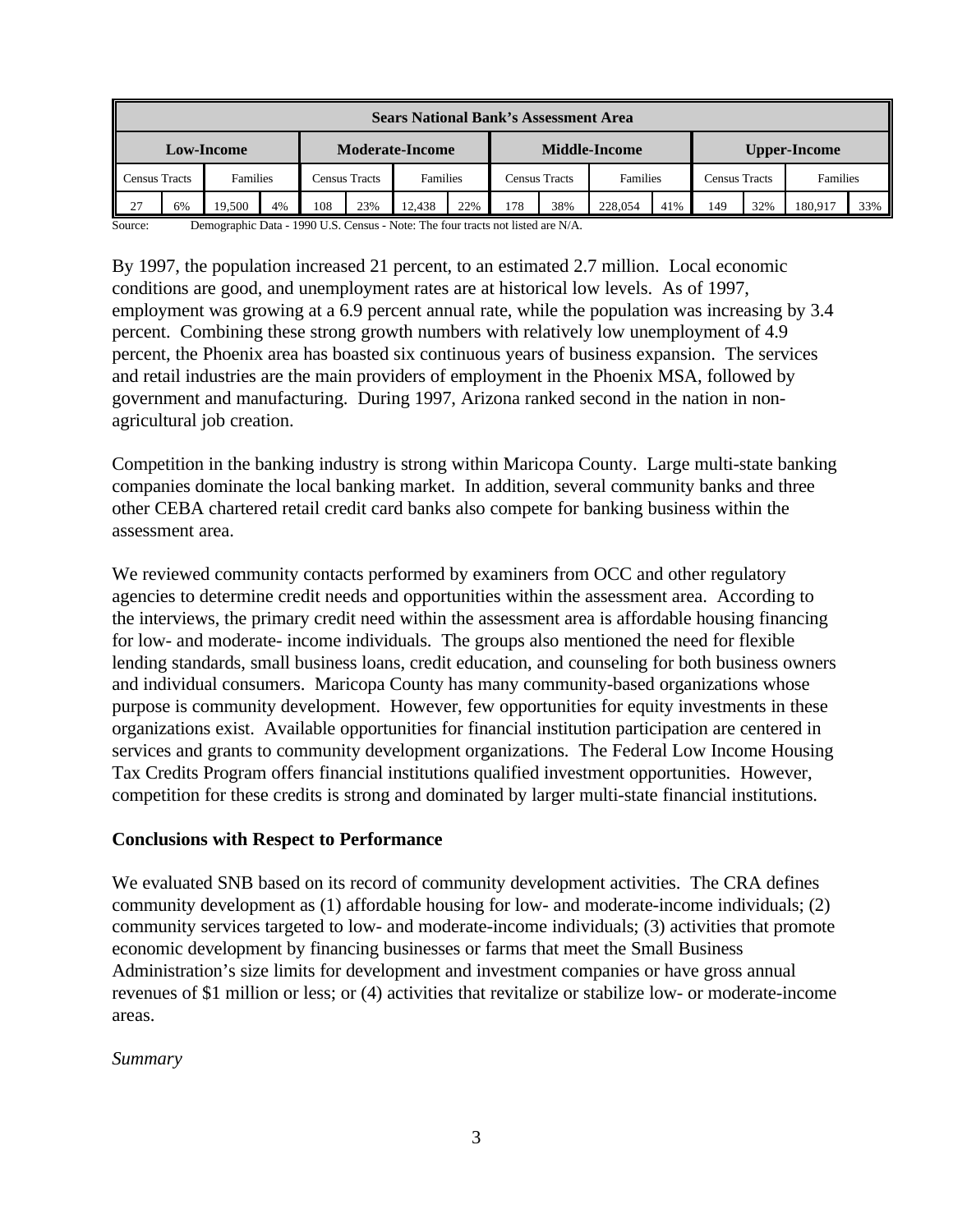| Sears National Bank's Assessment Area | | | | | | | | | | | | | | | |
|---|---|---|---|---|---|---|---|---|---|---|---|---|---|---|---|
| Low-Income | | | | Moderate-Income | | | | Middle-Income | | | | Upper-Income | | | |
| Census Tracts | | Families | | Census Tracts | | Families | | Census Tracts | | Families | | Census Tracts | | Families | |
| 27 | 6% | 19,500 | 4% | 108 | 23% | 12,438 | 22% | 178 | 38% | 228,054 | 41% | 149 | 32% | 180,917 | 33% |

Source: Demographic Data - 1990 U.S. Census - Note: The four tracts not listed are N/A.

By 1997, the population increased 21 percent, to an estimated 2.7 million. Local economic conditions are good, and unemployment rates are at historical low levels. As of 1997, employment was growing at a 6.9 percent annual rate, while the population was increasing by 3.4 percent. Combining these strong growth numbers with relatively low unemployment of 4.9 percent, the Phoenix area has boasted six continuous years of business expansion. The services and retail industries are the main providers of employment in the Phoenix MSA, followed by government and manufacturing. During 1997, Arizona ranked second in the nation in non-agricultural job creation.

Competition in the banking industry is strong within Maricopa County. Large multi-state banking companies dominate the local banking market. In addition, several community banks and three other CEBA chartered retail credit card banks also compete for banking business within the assessment area.

We reviewed community contacts performed by examiners from OCC and other regulatory agencies to determine credit needs and opportunities within the assessment area. According to the interviews, the primary credit need within the assessment area is affordable housing financing for low- and moderate- income individuals. The groups also mentioned the need for flexible lending standards, small business loans, credit education, and counseling for both business owners and individual consumers. Maricopa County has many community-based organizations whose purpose is community development. However, few opportunities for equity investments in these organizations exist. Available opportunities for financial institution participation are centered in services and grants to community development organizations. The Federal Low Income Housing Tax Credits Program offers financial institutions qualified investment opportunities. However, competition for these credits is strong and dominated by larger multi-state financial institutions.

## Conclusions with Respect to Performance

We evaluated SNB based on its record of community development activities. The CRA defines community development as (1) affordable housing for low- and moderate-income individuals; (2) community services targeted to low- and moderate-income individuals; (3) activities that promote economic development by financing businesses or farms that meet the Small Business Administration's size limits for development and investment companies or have gross annual revenues of $1 million or less; or (4) activities that revitalize or stabilize low- or moderate-income areas.

*Summary*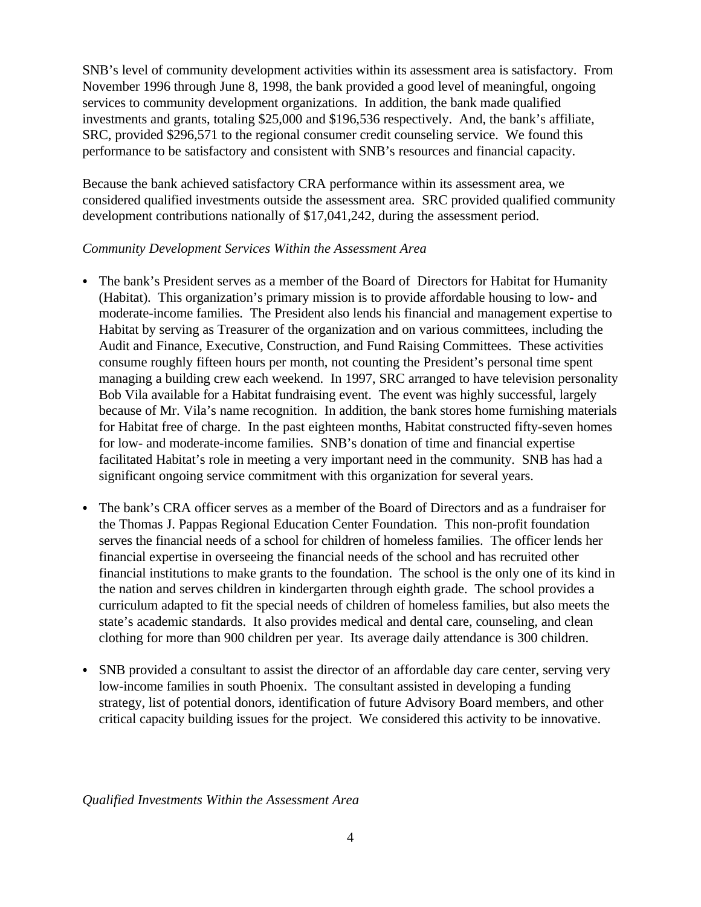SNB's level of community development activities within its assessment area is satisfactory. From November 1996 through June 8, 1998, the bank provided a good level of meaningful, ongoing services to community development organizations. In addition, the bank made qualified investments and grants, totaling $25,000 and $196,536 respectively. And, the bank's affiliate, SRC, provided $296,571 to the regional consumer credit counseling service. We found this performance to be satisfactory and consistent with SNB's resources and financial capacity.

Because the bank achieved satisfactory CRA performance within its assessment area, we considered qualified investments outside the assessment area. SRC provided qualified community development contributions nationally of $17,041,242, during the assessment period.

*Community Development Services Within the Assessment Area*

- The bank's President serves as a member of the Board of Directors for Habitat for Humanity (Habitat). This organization's primary mission is to provide affordable housing to low- and moderate-income families. The President also lends his financial and management expertise to Habitat by serving as Treasurer of the organization and on various committees, including the Audit and Finance, Executive, Construction, and Fund Raising Committees. These activities consume roughly fifteen hours per month, not counting the President's personal time spent managing a building crew each weekend. In 1997, SRC arranged to have television personality Bob Vila available for a Habitat fundraising event. The event was highly successful, largely because of Mr. Vila's name recognition. In addition, the bank stores home furnishing materials for Habitat free of charge. In the past eighteen months, Habitat constructed fifty-seven homes for low- and moderate-income families. SNB's donation of time and financial expertise facilitated Habitat's role in meeting a very important need in the community. SNB has had a significant ongoing service commitment with this organization for several years.

- The bank's CRA officer serves as a member of the Board of Directors and as a fundraiser for the Thomas J. Pappas Regional Education Center Foundation. This non-profit foundation serves the financial needs of a school for children of homeless families. The officer lends her financial expertise in overseeing the financial needs of the school and has recruited other financial institutions to make grants to the foundation. The school is the only one of its kind in the nation and serves children in kindergarten through eighth grade. The school provides a curriculum adapted to fit the special needs of children of homeless families, but also meets the state's academic standards. It also provides medical and dental care, counseling, and clean clothing for more than 900 children per year. Its average daily attendance is 300 children.

- SNB provided a consultant to assist the director of an affordable day care center, serving very low-income families in south Phoenix. The consultant assisted in developing a funding strategy, list of potential donors, identification of future Advisory Board members, and other critical capacity building issues for the project. We considered this activity to be innovative.

*Qualified Investments Within the Assessment Area*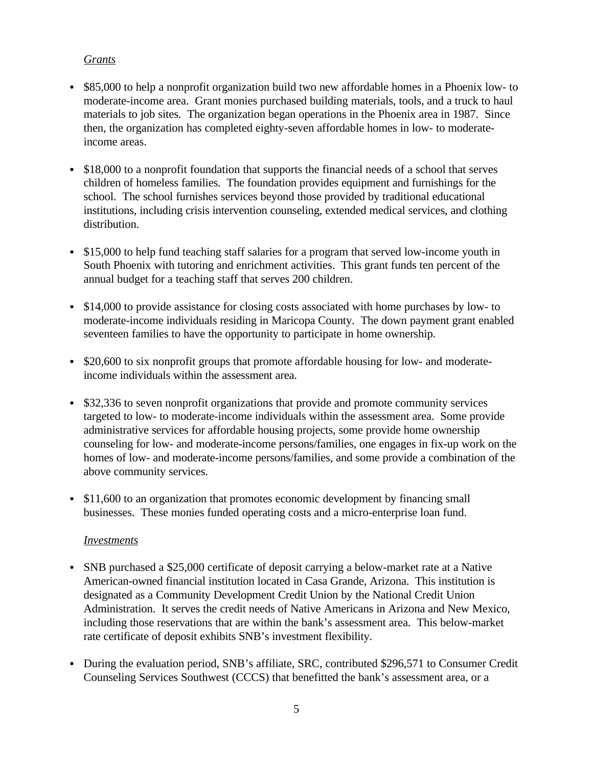*Grants*

- \$85,000 to help a nonprofit organization build two new affordable homes in a Phoenix low- to moderate-income area. Grant monies purchased building materials, tools, and a truck to haul materials to job sites. The organization began operations in the Phoenix area in 1987. Since then, the organization has completed eighty-seven affordable homes in low- to moderate-income areas.

- \$18,000 to a nonprofit foundation that supports the financial needs of a school that serves children of homeless families. The foundation provides equipment and furnishings for the school. The school furnishes services beyond those provided by traditional educational institutions, including crisis intervention counseling, extended medical services, and clothing distribution.

- \$15,000 to help fund teaching staff salaries for a program that served low-income youth in South Phoenix with tutoring and enrichment activities. This grant funds ten percent of the annual budget for a teaching staff that serves 200 children.

- \$14,000 to provide assistance for closing costs associated with home purchases by low- to moderate-income individuals residing in Maricopa County. The down payment grant enabled seventeen families to have the opportunity to participate in home ownership.

- \$20,600 to six nonprofit groups that promote affordable housing for low- and moderate-income individuals within the assessment area.

- \$32,336 to seven nonprofit organizations that provide and promote community services targeted to low- to moderate-income individuals within the assessment area. Some provide administrative services for affordable housing projects, some provide home ownership counseling for low- and moderate-income persons/families, one engages in fix-up work on the homes of low- and moderate-income persons/families, and some provide a combination of the above community services.

- \$11,600 to an organization that promotes economic development by financing small businesses. These monies funded operating costs and a micro-enterprise loan fund.

*Investments*

- SNB purchased a \$25,000 certificate of deposit carrying a below-market rate at a Native American-owned financial institution located in Casa Grande, Arizona. This institution is designated as a Community Development Credit Union by the National Credit Union Administration. It serves the credit needs of Native Americans in Arizona and New Mexico, including those reservations that are within the bank's assessment area. This below-market rate certificate of deposit exhibits SNB's investment flexibility.

- During the evaluation period, SNB's affiliate, SRC, contributed \$296,571 to Consumer Credit Counseling Services Southwest (CCCS) that benefitted the bank's assessment area, or a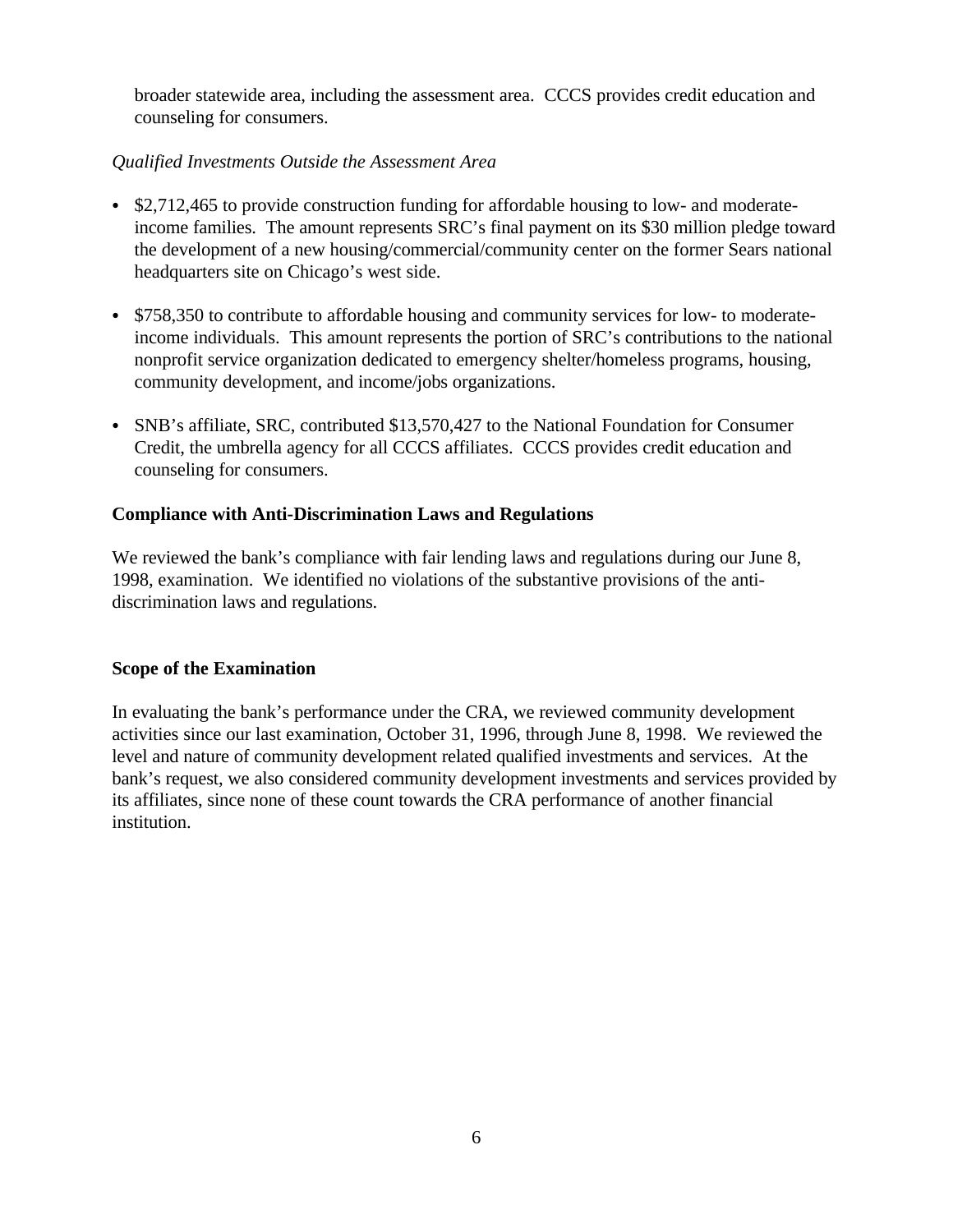broader statewide area, including the assessment area. CCCS provides credit education and counseling for consumers.

*Qualified Investments Outside the Assessment Area*

- $2,712,465 to provide construction funding for affordable housing to low- and moderate-income families. The amount represents SRC's final payment on its $30 million pledge toward the development of a new housing/commercial/community center on the former Sears national headquarters site on Chicago's west side.

- $758,350 to contribute to affordable housing and community services for low- to moderate-income individuals. This amount represents the portion of SRC's contributions to the national nonprofit service organization dedicated to emergency shelter/homeless programs, housing, community development, and income/jobs organizations.

- SNB's affiliate, SRC, contributed $13,570,427 to the National Foundation for Consumer Credit, the umbrella agency for all CCCS affiliates. CCCS provides credit education and counseling for consumers.

**Compliance with Anti-Discrimination Laws and Regulations**

We reviewed the bank's compliance with fair lending laws and regulations during our June 8, 1998, examination. We identified no violations of the substantive provisions of the anti-discrimination laws and regulations.

**Scope of the Examination**

In evaluating the bank's performance under the CRA, we reviewed community development activities since our last examination, October 31, 1996, through June 8, 1998. We reviewed the level and nature of community development related qualified investments and services. At the bank's request, we also considered community development investments and services provided by its affiliates, since none of these count towards the CRA performance of another financial institution.